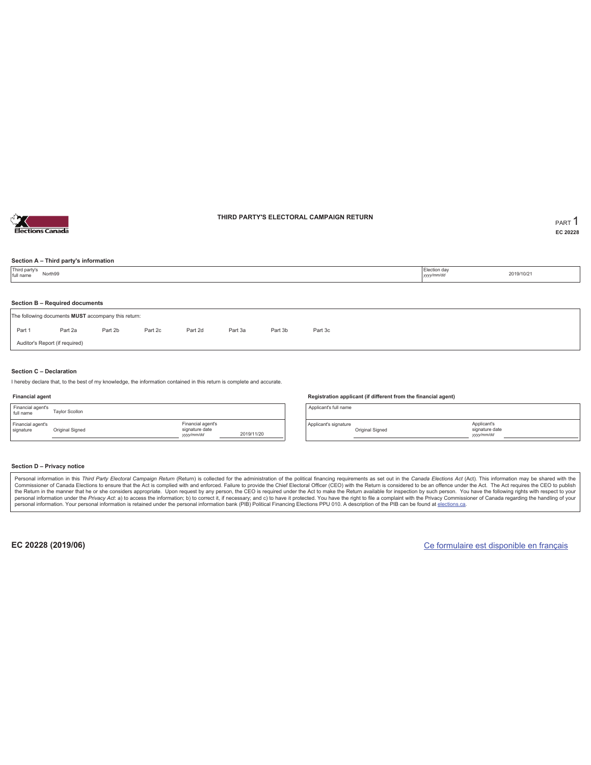# THIRD PARTY'S ELECTORAL CAMPAIGN RETURN

PART 1

EC 20228

### Section A – Third party's information

| Third party's full name | North99 | Election day *yyyy/mm/dd* | 2019/10/21 |
|---|---|---|---|

### Section B – Required documents

The following documents **MUST** accompany this return:

| Part 1 | Part 2a | Part 2b | Part 2c | Part 2d | Part 3a | Part 3b | Part 3c |
|---|---|---|---|---|---|---|---|

Auditor's Report (if required)

### Section C – Declaration

I hereby declare that, to the best of my knowledge, the information contained in this return is complete and accurate.

**Financial agent**

| Financial agent's full name | Taylor Scollon | | |
|---|---|---|---|
| Financial agent's signature | Original Signed | Financial agent's signature date *yyyy/mm/dd* | 2019/11/20 |

**Registration applicant (if different from the financial agent)**

| Applicant's full name | | | |
|---|---|---|---|
| Applicant's signature | Original Signed | Applicant's signature date *yyyy/mm/dd* | |

### Section D – Privacy notice

Personal information in this *Third Party Electoral Campaign Return* (Return) is collected for the administration of the political financing requirements as set out in the *Canada Elections Act* (Act). This information may be shared with the Commissioner of Canada Elections to ensure that the Act is complied with and enforced. Failure to provide the Chief Electoral Officer (CEO) with the Return is considered to be an offence under the Act. The Act requires the CEO to publish the Return in the manner that he or she considers appropriate. Upon request by any person, the CEO is required under the Act to make the Return available for inspection by such person. You have the following rights with respect to your personal information under the *Privacy Act*: a) to access the information; b) to correct it, if necessary; and c) to have it protected. You have the right to file a complaint with the Privacy Commissioner of Canada regarding the handling of your personal information. Your personal information is retained under the personal information bank (PIB) Political Financing Elections PPU 010. A description of the PIB can be found at elections.ca.

**EC 20228 (2019/06)**

Ce formulaire est disponible en français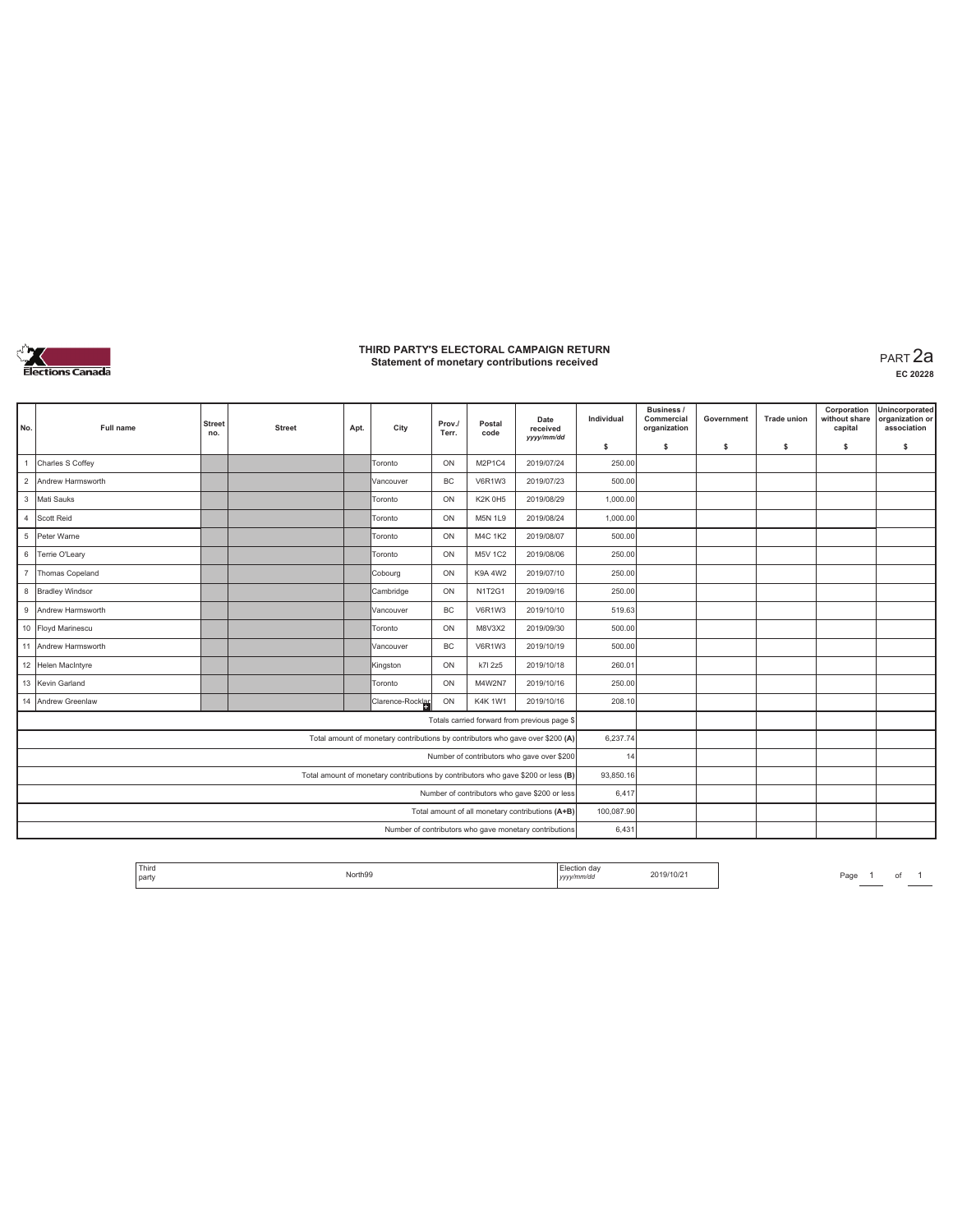# THIRD PARTY'S ELECTORAL CAMPAIGN RETURN
## Statement of monetary contributions received

PART 2a

EC 20228

| No. | Full name | Street no. | Street | Apt. | City | Prov./ Terr. | Postal code | Date received yyyy/mm/dd | Individual $ | Business / Commercial organization $ | Government $ | Trade union $ | Corporation without share capital $ | Unincorporated organization or association $ |
|---|---|---|---|---|---|---|---|---|---|---|---|---|---|---|
| 1 | Charles S Coffey | | | | Toronto | ON | M2P1C4 | 2019/07/24 | 250.00 | | | | | |
| 2 | Andrew Harmsworth | | | | Vancouver | BC | V6R1W3 | 2019/07/23 | 500.00 | | | | | |
| 3 | Mati Sauks | | | | Toronto | ON | K2K 0H5 | 2019/08/29 | 1,000.00 | | | | | |
| 4 | Scott Reid | | | | Toronto | ON | M5N 1L9 | 2019/08/24 | 1,000.00 | | | | | |
| 5 | Peter Warne | | | | Toronto | ON | M4C 1K2 | 2019/08/07 | 500.00 | | | | | |
| 6 | Terrie O'Leary | | | | Toronto | ON | M5V 1C2 | 2019/08/06 | 250.00 | | | | | |
| 7 | Thomas Copeland | | | | Cobourg | ON | K9A 4W2 | 2019/07/10 | 250.00 | | | | | |
| 8 | Bradley Windsor | | | | Cambridge | ON | N1T2G1 | 2019/09/16 | 250.00 | | | | | |
| 9 | Andrew Harmsworth | | | | Vancouver | BC | V6R1W3 | 2019/10/10 | 519.63 | | | | | |
| 10 | Floyd Marinescu | | | | Toronto | ON | M8V3X2 | 2019/09/30 | 500.00 | | | | | |
| 11 | Andrew Harmsworth | | | | Vancouver | BC | V6R1W3 | 2019/10/19 | 500.00 | | | | | |
| 12 | Helen MacIntyre | | | | Kingston | ON | k7l 2z5 | 2019/10/18 | 260.01 | | | | | |
| 13 | Kevin Garland | | | | Toronto | ON | M4W2N7 | 2019/10/16 | 250.00 | | | | | |
| 14 | Andrew Greenlaw | | | | Clarence-Rocklar | ON | K4K 1W1 | 2019/10/16 | 208.10 | | | | | |
| | Totals carried forward from previous page $ | | | | | | | | | | | | | |
| | Total amount of monetary contributions by contributors who gave over $200 (A) | | | | | | | | 6,237.74 | | | | | |
| | Number of contributors who gave over $200 | | | | | | | | 14 | | | | | |
| | Total amount of monetary contributions by contributors who gave $200 or less (B) | | | | | | | | 93,850.16 | | | | | |
| | Number of contributors who gave $200 or less | | | | | | | | 6,417 | | | | | |
| | Total amount of all monetary contributions (A+B) | | | | | | | | 100,087.90 | | | | | |
| | Number of contributors who gave monetary contributions | | | | | | | | 6,431 | | | | | |

Third party: North99 | Election day yyyy/mm/dd: 2019/10/21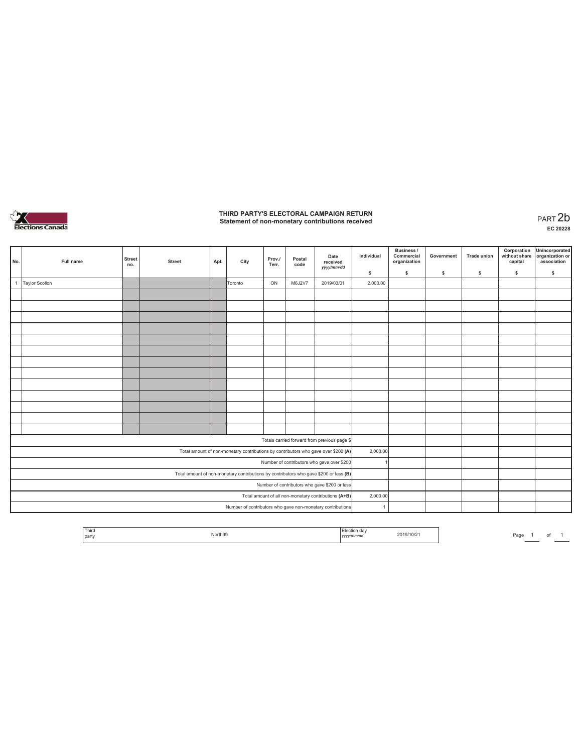# THIRD PARTY'S ELECTORAL CAMPAIGN RETURN
## Statement of non-monetary contributions received

PART 2b
EC 20228

| No. | Full name | Street no. | Street | Apt. | City | Prov./ Terr. | Postal code | Date received yyyy/mm/dd | Individual $ | Business / Commercial organization $ | Government $ | Trade union $ | Corporation without share capital $ | Unincorporated organization or association $ |
|---|---|---|---|---|---|---|---|---|---|---|---|---|---|---|
| 1 | Taylor Scollon | | | | Toronto | ON | M6J2V7 | 2019/03/01 | 2,000.00 | | | | | |
| | | | | | | | | | | | | | | |
| | | | | | | | | | | | | | | |
| | | | | | | | | | | | | | | |
| | | | | | | | | | | | | | | |
| | | | | | | | | | | | | | | |
| | | | | | | | | | | | | | | |
| | | | | | | | | | | | | | | |
| | | | | | | | | | | | | | | |
| | | | | | | | | | | | | | | |
| | | | | | | | | | | | | | | |
| | | | | | | | | | | | | | | |
| | | | | | | | | | | | | | | |
| | | | | | | | | | | | | | | |
| Totals carried forward from previous page $ | | | | | | | | | | | | | | |
| Total amount of non-monetary contributions by contributors who gave over $200 (A) | | | | | | | | | 2,000.00 | | | | | |
| Number of contributors who gave over $200 | | | | | | | | | 1 | | | | | |
| Total amount of non-monetary contributions by contributors who gave $200 or less (B) | | | | | | | | | | | | | | |
| Number of contributors who gave $200 or less | | | | | | | | | | | | | | |
| Total amount of all non-monetary contributions (A+B) | | | | | | | | | 2,000.00 | | | | | |
| Number of contributors who gave non-monetary contributions | | | | | | | | | 1 | | | | | |

| Third party | North99 | Election day yyyy/mm/dd | 2019/10/21 |
|---|---|---|---|

Page 1 of 1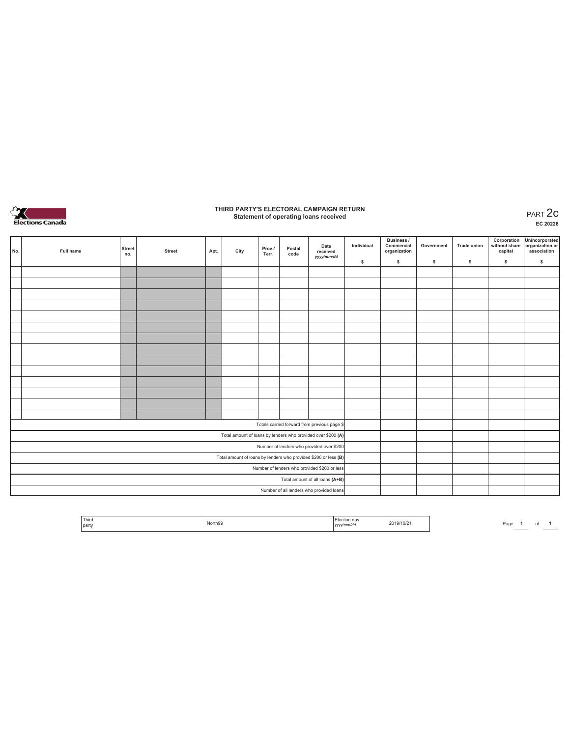Elections Canada

# THIRD PARTY'S ELECTORAL CAMPAIGN RETURN
## Statement of operating loans received

PART 2c

EC 20228

| No. | Full name | Street no. | Street | Apt. | City | Prov./ Terr. | Postal code | Date received yyyy/mm/dd | Individual $ | Business / Commercial organization $ | Government $ | Trade union $ | Corporation without share capital $ | Unincorporated organization or association $ |
|---|---|---|---|---|---|---|---|---|---|---|---|---|---|---|
| | | | | | | | | | | | | | | |
| | | | | | | | | | | | | | | |
| | | | | | | | | | | | | | | |
| | | | | | | | | | | | | | | |
| | | | | | | | | | | | | | | |
| | | | | | | | | | | | | | | |
| | | | | | | | | | | | | | | |
| | | | | | | | | | | | | | | |
| | | | | | | | | | | | | | | |
| | | | | | | | | | | | | | | |
| | | | | | | | | | | | | | | |
| | | | | | | | | | | | | | | |
| | | | | | | | | | | | | | | |
| | | | | | | | | | | | | | | |
| Totals carried forward from previous page $ | | | | | | | | | | | | | | |
| Total amount of loans by lenders who provided over $200 (A) | | | | | | | | | | | | | | |
| Number of lenders who provided over $200 | | | | | | | | | | | | | | |
| Total amount of loans by lenders who provided $200 or less (B) | | | | | | | | | | | | | | |
| Number of lenders who provided $200 or less | | | | | | | | | | | | | | |
| Total amount of all loans (A+B) | | | | | | | | | | | | | | |
| Number of all lenders who provided loans | | | | | | | | | | | | | | |

| Third party | North99 | Election day yyyy/mm/dd | 2019/10/21 |
|---|---|---|---|

Page 1 of 1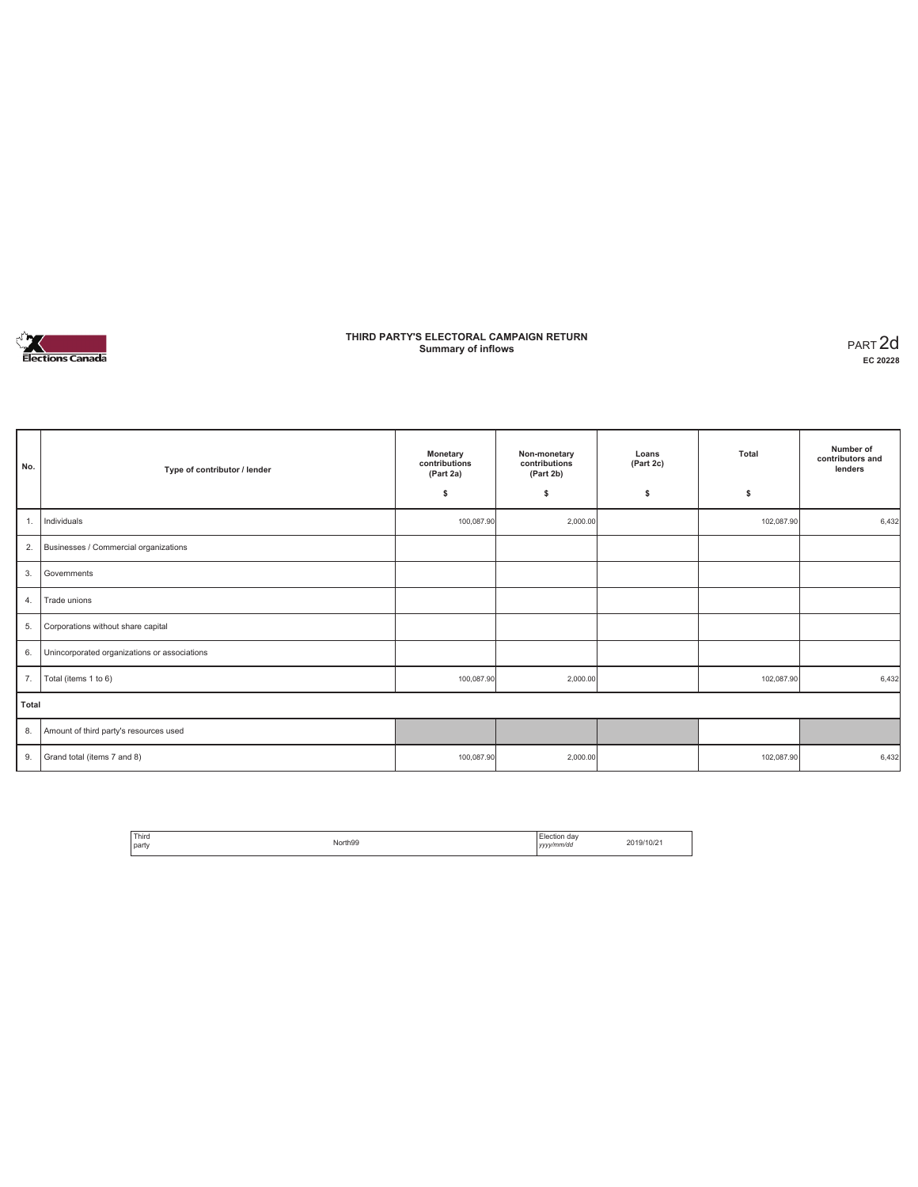# THIRD PARTY'S ELECTORAL CAMPAIGN RETURN
## Summary of inflows

PART 2d
**EC 20228**

| No. | Type of contributor / lender | Monetary contributions (Part 2a) $ | Non-monetary contributions (Part 2b) $ | Loans (Part 2c) $ | Total $ | Number of contributors and lenders |
|---|---|---|---|---|---|---|
| 1. | Individuals | 100,087.90 | 2,000.00 | | 102,087.90 | 6,432 |
| 2. | Businesses / Commercial organizations | | | | | |
| 3. | Governments | | | | | |
| 4. | Trade unions | | | | | |
| 5. | Corporations without share capital | | | | | |
| 6. | Unincorporated organizations or associations | | | | | |
| 7. | Total (items 1 to 6) | 100,087.90 | 2,000.00 | | 102,087.90 | 6,432 |
| **Total** | | | | | | |
| 8. | Amount of third party's resources used | | | | | |
| 9. | Grand total (items 7 and 8) | 100,087.90 | 2,000.00 | | 102,087.90 | 6,432 |

| Third party | North99 | Election day *yyyy/mm/dd* | 2019/10/21 |
|---|---|---|---|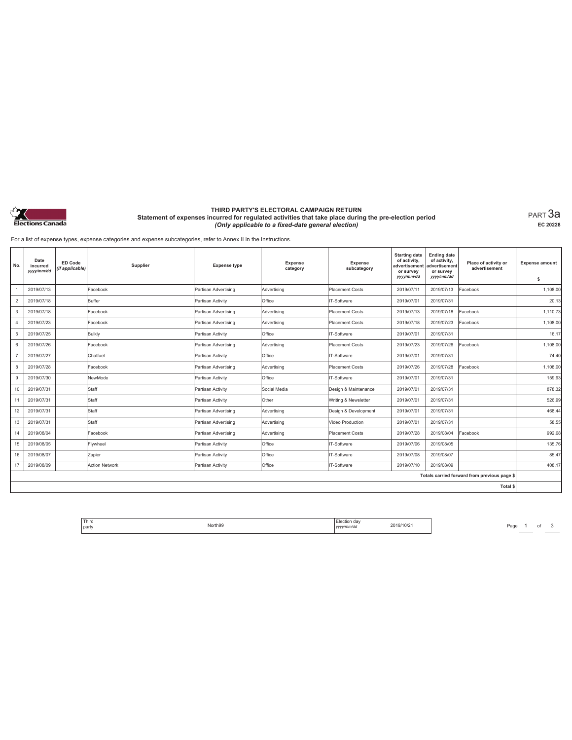Elections Canada

# THIRD PARTY'S ELECTORAL CAMPAIGN RETURN

## Statement of expenses incurred for regulated activities that take place during the pre-election period

*(Only applicable to a fixed-date general election)*

PART 3a

EC 20228

For a list of expense types, expense categories and expense subcategories, refer to Annex II in the Instructions.

| No. | Date incurred yyyy/mm/dd | ED Code (if applicable) | Supplier | Expense type | Expense category | Expense subcategory | Starting date of activity, advertisement or survey yyyy/mm/dd | Ending date of activity, advertisement or survey yyyy/mm/dd | Place of activity or advertisement | Expense amount $ |
|---|---|---|---|---|---|---|---|---|---|---|
| 1 | 2019/07/13 | | Facebook | Partisan Advertising | Advertising | Placement Costs | 2019/07/11 | 2019/07/13 | Facebook | 1,108.00 |
| 2 | 2019/07/18 | | Buffer | Partisan Activity | Office | IT-Software | 2019/07/01 | 2019/07/31 | | 20.13 |
| 3 | 2019/07/18 | | Facebook | Partisan Advertising | Advertising | Placement Costs | 2019/07/13 | 2019/07/18 | Facebook | 1,110.73 |
| 4 | 2019/07/23 | | Facebook | Partisan Advertising | Advertising | Placement Costs | 2019/07/18 | 2019/07/23 | Facebook | 1,108.00 |
| 5 | 2019/07/25 | | Bulkly | Partisan Activity | Office | IT-Software | 2019/07/01 | 2019/07/31 | | 16.17 |
| 6 | 2019/07/26 | | Facebook | Partisan Advertising | Advertising | Placement Costs | 2019/07/23 | 2019/07/26 | Facebook | 1,108.00 |
| 7 | 2019/07/27 | | Chatfuel | Partisan Activity | Office | IT-Software | 2019/07/01 | 2019/07/31 | | 74.40 |
| 8 | 2019/07/28 | | Facebook | Partisan Advertising | Advertising | Placement Costs | 2019/07/26 | 2019/07/28 | Facebook | 1,108.00 |
| 9 | 2019/07/30 | | NewMode | Partisan Activity | Office | IT-Software | 2019/07/01 | 2019/07/31 | | 159.93 |
| 10 | 2019/07/31 | | Staff | Partisan Activity | Social Media | Design & Maintenance | 2019/07/01 | 2019/07/31 | | 878.32 |
| 11 | 2019/07/31 | | Staff | Partisan Activity | Other | Writing & Newsletter | 2019/07/01 | 2019/07/31 | | 526.99 |
| 12 | 2019/07/31 | | Staff | Partisan Advertising | Advertising | Design & Development | 2019/07/01 | 2019/07/31 | | 468.44 |
| 13 | 2019/07/31 | | Staff | Partisan Advertising | Advertising | Video Production | 2019/07/01 | 2019/07/31 | | 58.55 |
| 14 | 2019/08/04 | | Facebook | Partisan Advertising | Advertising | Placement Costs | 2019/07/28 | 2019/08/04 | Facebook | 992.68 |
| 15 | 2019/08/05 | | Flywheel | Partisan Activity | Office | IT-Software | 2019/07/06 | 2019/08/05 | | 135.76 |
| 16 | 2019/08/07 | | Zapier | Partisan Activity | Office | IT-Software | 2019/07/08 | 2019/08/07 | | 85.47 |
| 17 | 2019/08/09 | | Action Network | Partisan Activity | Office | IT-Software | 2019/07/10 | 2019/08/09 | | 408.17 |
| | | | | | | | | | Totals carried forward from previous page $ | |
| | | | | | | | | | Total $ | |

| Third party | North99 | Election day yyyy/mm/dd | 2019/10/21 |
|---|---|---|---|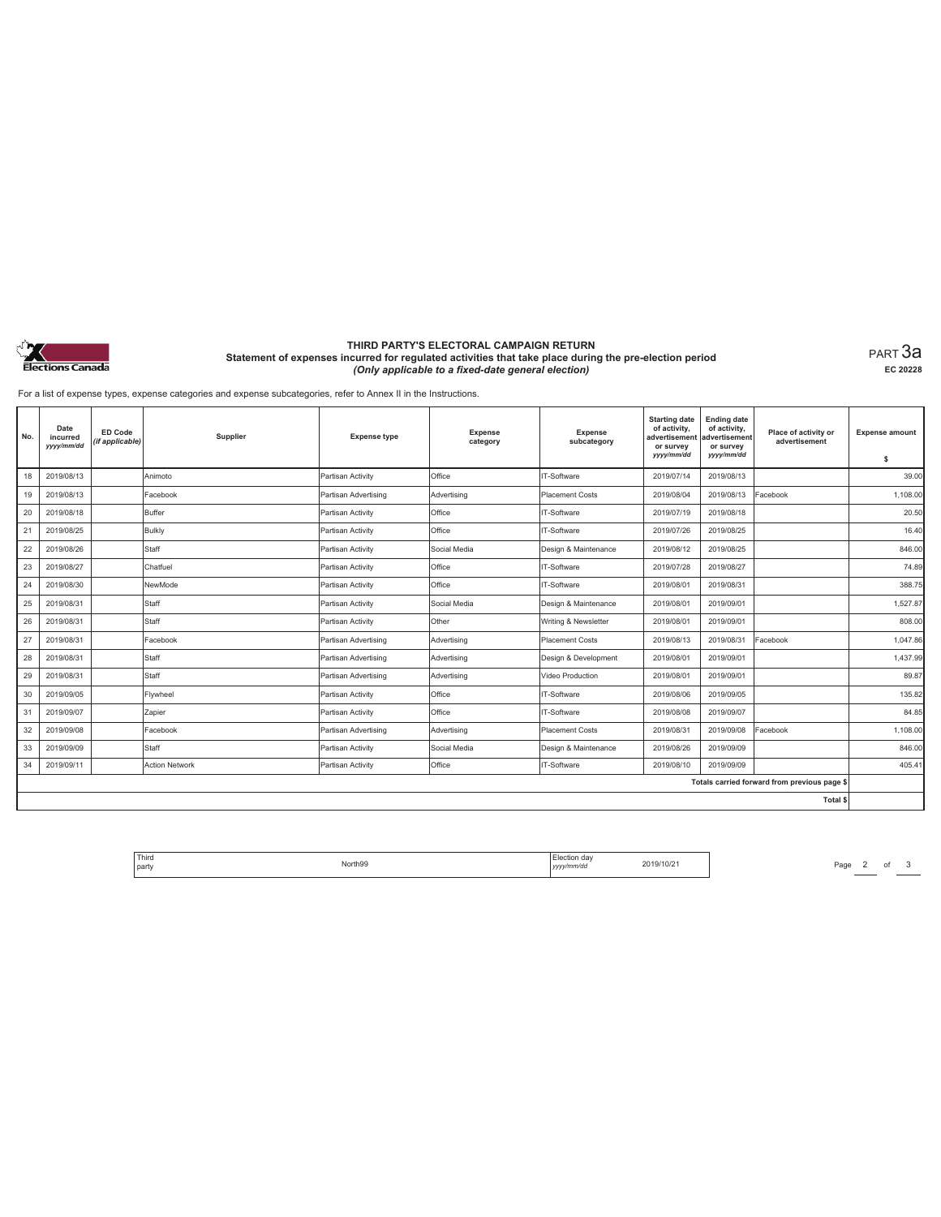**THIRD PARTY'S ELECTORAL CAMPAIGN RETURN**
**Statement of expenses incurred for regulated activities that take place during the pre-election period**
***(Only applicable to a fixed-date general election)***

PART 3a
**EC 20228**

For a list of expense types, expense categories and expense subcategories, refer to Annex II in the Instructions.

| No. | Date incurred *yyyy/mm/dd* | ED Code *(if applicable)* | Supplier | Expense type | Expense category | Expense subcategory | Starting date of activity, advertisement or survey *yyyy/mm/dd* | Ending date of activity, advertisement or survey *yyyy/mm/dd* | Place of activity or advertisement | Expense amount $ |
|---|---|---|---|---|---|---|---|---|---|---|
| 18 | 2019/08/13 | | Animoto | Partisan Activity | Office | IT-Software | 2019/07/14 | 2019/08/13 | | 39.00 |
| 19 | 2019/08/13 | | Facebook | Partisan Advertising | Advertising | Placement Costs | 2019/08/04 | 2019/08/13 | Facebook | 1,108.00 |
| 20 | 2019/08/18 | | Buffer | Partisan Activity | Office | IT-Software | 2019/07/19 | 2019/08/18 | | 20.50 |
| 21 | 2019/08/25 | | Bulkly | Partisan Activity | Office | IT-Software | 2019/07/26 | 2019/08/25 | | 16.40 |
| 22 | 2019/08/26 | | Staff | Partisan Activity | Social Media | Design & Maintenance | 2019/08/12 | 2019/08/25 | | 846.00 |
| 23 | 2019/08/27 | | Chatfuel | Partisan Activity | Office | IT-Software | 2019/07/28 | 2019/08/27 | | 74.89 |
| 24 | 2019/08/30 | | NewMode | Partisan Activity | Office | IT-Software | 2019/08/01 | 2019/08/31 | | 388.75 |
| 25 | 2019/08/31 | | Staff | Partisan Activity | Social Media | Design & Maintenance | 2019/08/01 | 2019/09/01 | | 1,527.87 |
| 26 | 2019/08/31 | | Staff | Partisan Activity | Other | Writing & Newsletter | 2019/08/01 | 2019/09/01 | | 808.00 |
| 27 | 2019/08/31 | | Facebook | Partisan Advertising | Advertising | Placement Costs | 2019/08/13 | 2019/08/31 | Facebook | 1,047.86 |
| 28 | 2019/08/31 | | Staff | Partisan Advertising | Advertising | Design & Development | 2019/08/01 | 2019/09/01 | | 1,437.99 |
| 29 | 2019/08/31 | | Staff | Partisan Advertising | Advertising | Video Production | 2019/08/01 | 2019/09/01 | | 89.87 |
| 30 | 2019/09/05 | | Flywheel | Partisan Activity | Office | IT-Software | 2019/08/06 | 2019/09/05 | | 135.82 |
| 31 | 2019/09/07 | | Zapier | Partisan Activity | Office | IT-Software | 2019/08/08 | 2019/09/07 | | 84.85 |
| 32 | 2019/09/08 | | Facebook | Partisan Advertising | Advertising | Placement Costs | 2019/08/31 | 2019/09/08 | Facebook | 1,108.00 |
| 33 | 2019/09/09 | | Staff | Partisan Activity | Social Media | Design & Maintenance | 2019/08/26 | 2019/09/09 | | 846.00 |
| 34 | 2019/09/11 | | Action Network | Partisan Activity | Office | IT-Software | 2019/08/10 | 2019/09/09 | | 405.41 |
| | | | | | | | | | Totals carried forward from previous page $ | |
| | | | | | | | | | Total $ | |

| Third party | North99 | Election day *yyyy/mm/dd* | 2019/10/21 |
|---|---|---|---|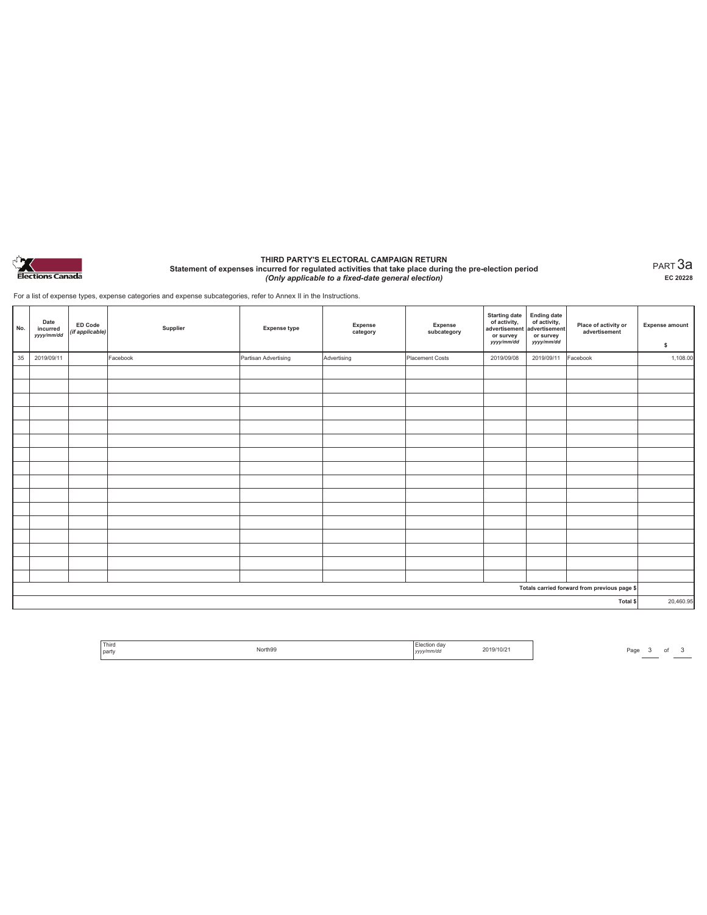# THIRD PARTY'S ELECTORAL CAMPAIGN RETURN

**Statement of expenses incurred for regulated activities that take place during the pre-election period**

***(Only applicable to a fixed-date general election)***

PART 3a

**EC 20228**

For a list of expense types, expense categories and expense subcategories, refer to Annex II in the Instructions.

| No. | Date incurred *yyyy/mm/dd* | ED Code *(if applicable)* | Supplier | Expense type | Expense category | Expense subcategory | Starting date of activity, advertisement or survey *yyyy/mm/dd* | Ending date of activity, advertisement or survey *yyyy/mm/dd* | Place of activity or advertisement | Expense amount $ |
|---|---|---|---|---|---|---|---|---|---|---|
| 35 | 2019/09/11 | | Facebook | Partisan Advertising | Advertising | Placement Costs | 2019/09/08 | 2019/09/11 | Facebook | 1,108.00 |
| | | | | | | | | | | |
| | | | | | | | | | | |
| | | | | | | | | | | |
| | | | | | | | | | | |
| | | | | | | | | | | |
| | | | | | | | | | | |
| | | | | | | | | | | |
| | | | | | | | | | | |
| | | | | | | | | | | |
| | | | | | | | | | | |
| | | | | | | | | | | |
| | | | | | | | | | | |
| | | | | | | | | | | |
| | | | | | | | | | | |
| | | | | | | | | | | |
| | | | | | | | | | | |
| | | | | | | | | | Totals carried forward from previous page $ | |
| | | | | | | | | | Total $ | 20,460.95 |

| Third party | North99 | Election day *yyyy/mm/dd* | 2019/10/21 |
|---|---|---|---|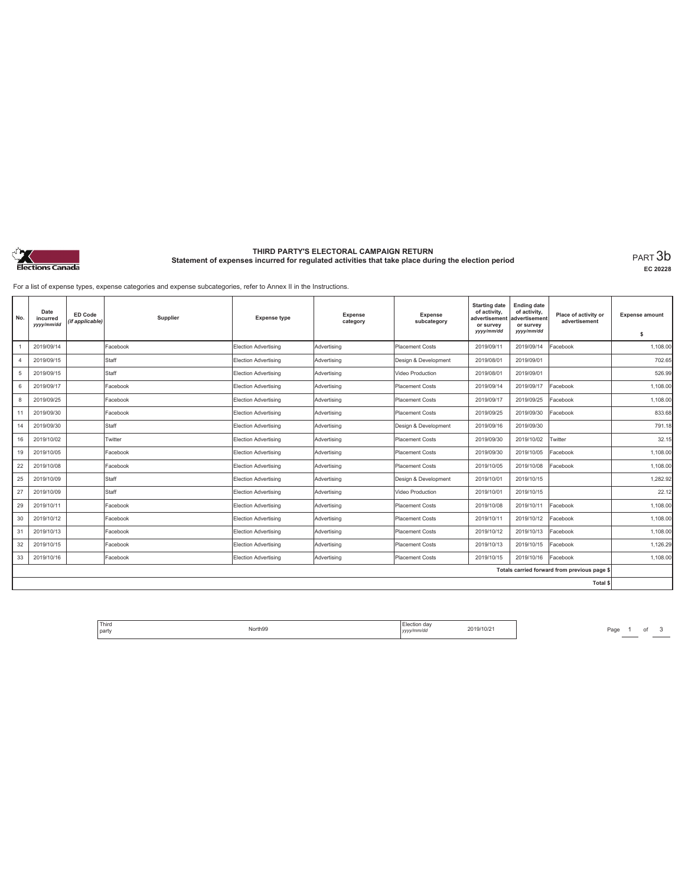# THIRD PARTY'S ELECTORAL CAMPAIGN RETURN

## Statement of expenses incurred for regulated activities that take place during the election period

PART 3b

EC 20228

For a list of expense types, expense categories and expense subcategories, refer to Annex II in the Instructions.

| No. | Date incurred yyyy/mm/dd | ED Code (if applicable) | Supplier | Expense type | Expense category | Expense subcategory | Starting date of activity, advertisement or survey yyyy/mm/dd | Ending date of activity, advertisement or survey yyyy/mm/dd | Place of activity or advertisement | Expense amount $ |
|---|---|---|---|---|---|---|---|---|---|---|
| 1 | 2019/09/14 | | Facebook | Election Advertising | Advertising | Placement Costs | 2019/09/11 | 2019/09/14 | Facebook | 1,108.00 |
| 4 | 2019/09/15 | | Staff | Election Advertising | Advertising | Design & Development | 2019/08/01 | 2019/09/01 | | 702.65 |
| 5 | 2019/09/15 | | Staff | Election Advertising | Advertising | Video Production | 2019/08/01 | 2019/09/01 | | 526.99 |
| 6 | 2019/09/17 | | Facebook | Election Advertising | Advertising | Placement Costs | 2019/09/14 | 2019/09/17 | Facebook | 1,108.00 |
| 8 | 2019/09/25 | | Facebook | Election Advertising | Advertising | Placement Costs | 2019/09/17 | 2019/09/25 | Facebook | 1,108.00 |
| 11 | 2019/09/30 | | Facebook | Election Advertising | Advertising | Placement Costs | 2019/09/25 | 2019/09/30 | Facebook | 833.68 |
| 14 | 2019/09/30 | | Staff | Election Advertising | Advertising | Design & Development | 2019/09/16 | 2019/09/30 | | 791.18 |
| 16 | 2019/10/02 | | Twitter | Election Advertising | Advertising | Placement Costs | 2019/09/30 | 2019/10/02 | Twitter | 32.15 |
| 19 | 2019/10/05 | | Facebook | Election Advertising | Advertising | Placement Costs | 2019/09/30 | 2019/10/05 | Facebook | 1,108.00 |
| 22 | 2019/10/08 | | Facebook | Election Advertising | Advertising | Placement Costs | 2019/10/05 | 2019/10/08 | Facebook | 1,108.00 |
| 25 | 2019/10/09 | | Staff | Election Advertising | Advertising | Design & Development | 2019/10/01 | 2019/10/15 | | 1,282.92 |
| 27 | 2019/10/09 | | Staff | Election Advertising | Advertising | Video Production | 2019/10/01 | 2019/10/15 | | 22.12 |
| 29 | 2019/10/11 | | Facebook | Election Advertising | Advertising | Placement Costs | 2019/10/08 | 2019/10/11 | Facebook | 1,108.00 |
| 30 | 2019/10/12 | | Facebook | Election Advertising | Advertising | Placement Costs | 2019/10/11 | 2019/10/12 | Facebook | 1,108.00 |
| 31 | 2019/10/13 | | Facebook | Election Advertising | Advertising | Placement Costs | 2019/10/12 | 2019/10/13 | Facebook | 1,108.00 |
| 32 | 2019/10/15 | | Facebook | Election Advertising | Advertising | Placement Costs | 2019/10/13 | 2019/10/15 | Facebook | 1,126.29 |
| 33 | 2019/10/16 | | Facebook | Election Advertising | Advertising | Placement Costs | 2019/10/15 | 2019/10/16 | Facebook | 1,108.00 |
| | | | | | | | | | Totals carried forward from previous page $ | |
| | | | | | | | | | Total $ | |

| Third party | North99 | Election day yyyy/mm/dd | 2019/10/21 |
|---|---|---|---|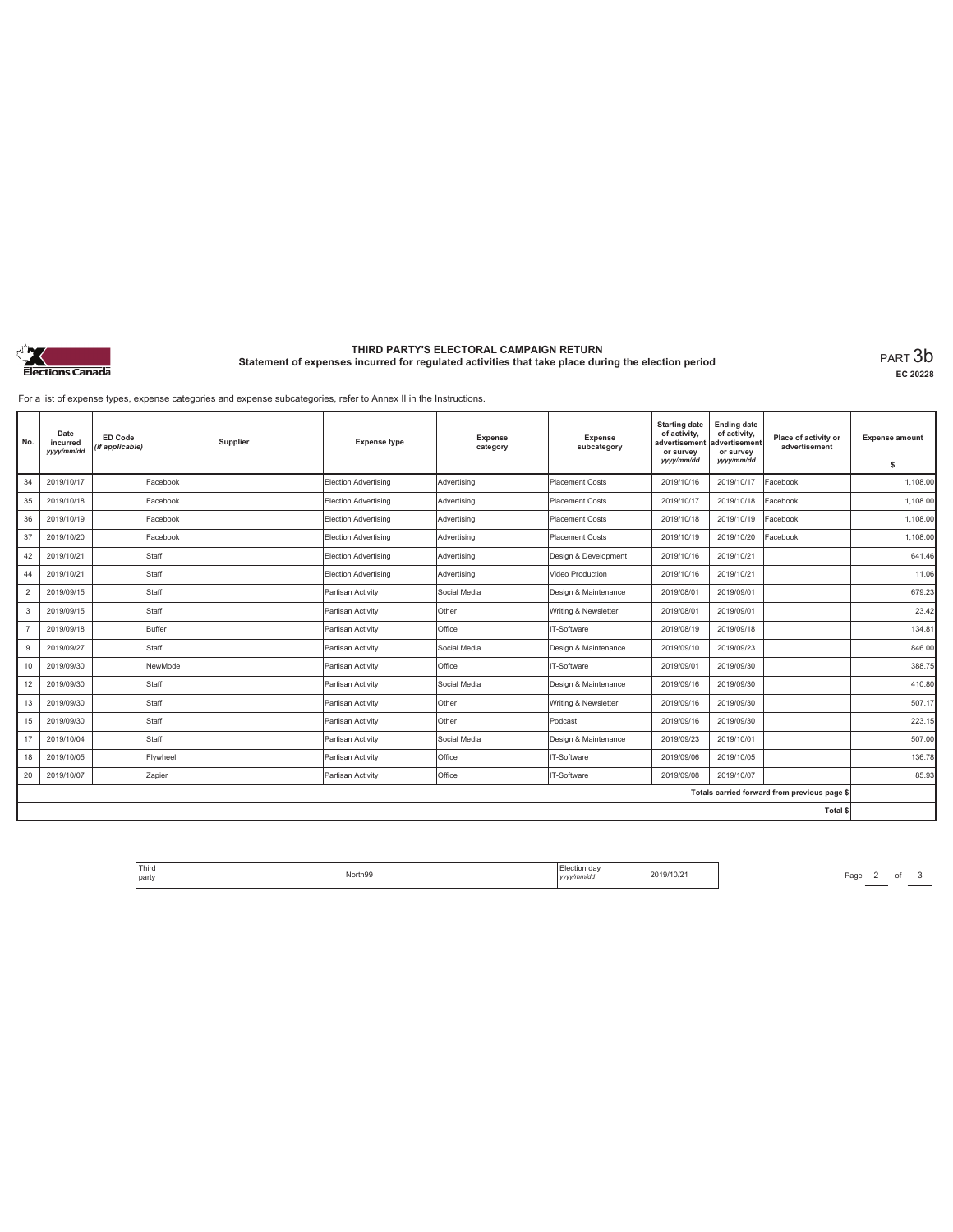# THIRD PARTY'S ELECTORAL CAMPAIGN RETURN

## Statement of expenses incurred for regulated activities that take place during the election period

PART 3b

EC 20228

For a list of expense types, expense categories and expense subcategories, refer to Annex II in the Instructions.

| No. | Date incurred *yyyy/mm/dd* | ED Code *(if applicable)* | Supplier | Expense type | Expense category | Expense subcategory | Starting date of activity, advertisement or survey *yyyy/mm/dd* | Ending date of activity, advertisement or survey *yyyy/mm/dd* | Place of activity or advertisement | Expense amount $ |
|---|---|---|---|---|---|---|---|---|---|---|
| 34 | 2019/10/17 | | Facebook | Election Advertising | Advertising | Placement Costs | 2019/10/16 | 2019/10/17 | Facebook | 1,108.00 |
| 35 | 2019/10/18 | | Facebook | Election Advertising | Advertising | Placement Costs | 2019/10/17 | 2019/10/18 | Facebook | 1,108.00 |
| 36 | 2019/10/19 | | Facebook | Election Advertising | Advertising | Placement Costs | 2019/10/18 | 2019/10/19 | Facebook | 1,108.00 |
| 37 | 2019/10/20 | | Facebook | Election Advertising | Advertising | Placement Costs | 2019/10/19 | 2019/10/20 | Facebook | 1,108.00 |
| 42 | 2019/10/21 | | Staff | Election Advertising | Advertising | Design & Development | 2019/10/16 | 2019/10/21 | | 641.46 |
| 44 | 2019/10/21 | | Staff | Election Advertising | Advertising | Video Production | 2019/10/16 | 2019/10/21 | | 11.06 |
| 2 | 2019/09/15 | | Staff | Partisan Activity | Social Media | Design & Maintenance | 2019/08/01 | 2019/09/01 | | 679.23 |
| 3 | 2019/09/15 | | Staff | Partisan Activity | Other | Writing & Newsletter | 2019/08/01 | 2019/09/01 | | 23.42 |
| 7 | 2019/09/18 | | Buffer | Partisan Activity | Office | IT-Software | 2019/08/19 | 2019/09/18 | | 134.81 |
| 9 | 2019/09/27 | | Staff | Partisan Activity | Social Media | Design & Maintenance | 2019/09/10 | 2019/09/23 | | 846.00 |
| 10 | 2019/09/30 | | NewMode | Partisan Activity | Office | IT-Software | 2019/09/01 | 2019/09/30 | | 388.75 |
| 12 | 2019/09/30 | | Staff | Partisan Activity | Social Media | Design & Maintenance | 2019/09/16 | 2019/09/30 | | 410.80 |
| 13 | 2019/09/30 | | Staff | Partisan Activity | Other | Writing & Newsletter | 2019/09/16 | 2019/09/30 | | 507.17 |
| 15 | 2019/09/30 | | Staff | Partisan Activity | Other | Podcast | 2019/09/16 | 2019/09/30 | | 223.15 |
| 17 | 2019/10/04 | | Staff | Partisan Activity | Social Media | Design & Maintenance | 2019/09/23 | 2019/10/01 | | 507.00 |
| 18 | 2019/10/05 | | Flywheel | Partisan Activity | Office | IT-Software | 2019/09/06 | 2019/10/05 | | 136.78 |
| 20 | 2019/10/07 | | Zapier | Partisan Activity | Office | IT-Software | 2019/09/08 | 2019/10/07 | | 85.93 |
| | | | | | | | | | Totals carried forward from previous page $ | |
| | | | | | | | | | Total $ | |

| Third party | North99 | Election day *yyyy/mm/dd* | 2019/10/21 |
|---|---|---|---|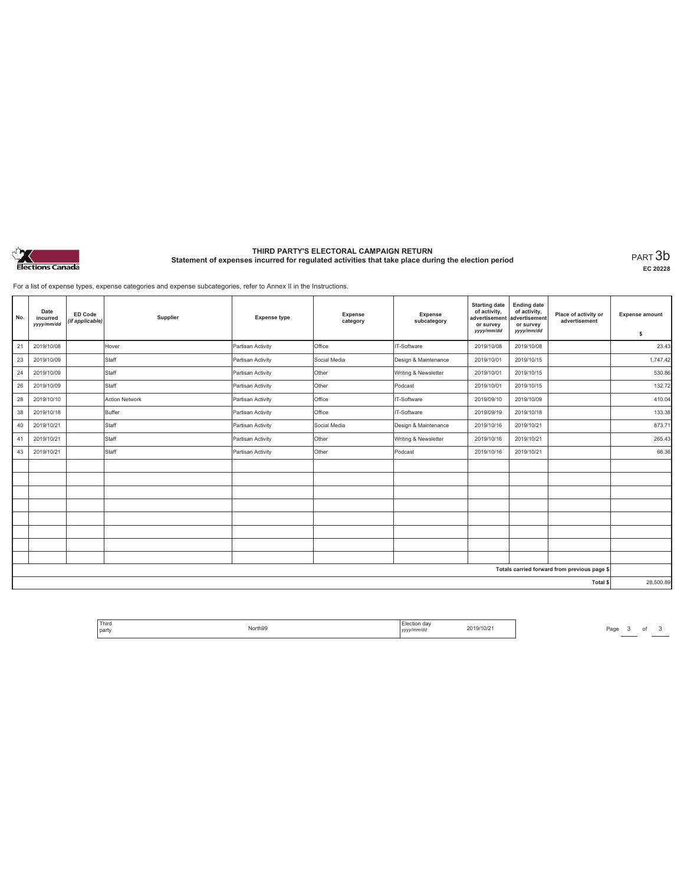# THIRD PARTY'S ELECTORAL CAMPAIGN RETURN

## Statement of expenses incurred for regulated activities that take place during the election period

PART 3b

EC 20228

For a list of expense types, expense categories and expense subcategories, refer to Annex II in the Instructions.

| No. | Date incurred *yyyy/mm/dd* | ED Code *(if applicable)* | Supplier | Expense type | Expense category | Expense subcategory | Starting date of activity, advertisement or survey *yyyy/mm/dd* | Ending date of activity, advertisement or survey *yyyy/mm/dd* | Place of activity or advertisement | Expense amount $ |
|---|---|---|---|---|---|---|---|---|---|---|
| 21 | 2019/10/08 | | Hover | Partisan Activity | Office | IT-Software | 2019/10/08 | 2019/10/08 | | 23.43 |
| 23 | 2019/10/09 | | Staff | Partisan Activity | Social Media | Design & Maintenance | 2019/10/01 | 2019/10/15 | | 1,747.42 |
| 24 | 2019/10/09 | | Staff | Partisan Activity | Other | Writing & Newsletter | 2019/10/01 | 2019/10/15 | | 530.86 |
| 26 | 2019/10/09 | | Staff | Partisan Activity | Other | Podcast | 2019/10/01 | 2019/10/15 | | 132.72 |
| 28 | 2019/10/10 | | Action Network | Partisan Activity | Office | IT-Software | 2019/09/10 | 2019/10/09 | | 410.04 |
| 38 | 2019/10/18 | | Buffer | Partisan Activity | Office | IT-Software | 2019/09/19 | 2019/10/18 | | 133.38 |
| 40 | 2019/10/21 | | Staff | Partisan Activity | Social Media | Design & Maintenance | 2019/10/16 | 2019/10/21 | | 873.71 |
| 41 | 2019/10/21 | | Staff | Partisan Activity | Other | Writing & Newsletter | 2019/10/16 | 2019/10/21 | | 265.43 |
| 43 | 2019/10/21 | | Staff | Partisan Activity | Other | Podcast | 2019/10/16 | 2019/10/21 | | 66.36 |
| | | | | | | | | | | |
| | | | | | | | | | | |
| | | | | | | | | | | |
| | | | | | | | | | | |
| | | | | | | | | | | |
| | | | | | | | | | | |
| | | | | | | | | | | |
| | | | | | | | | | | |
| | | | | | | | | | Totals carried forward from previous page $ | |
| | | | | | | | | | Total $ | 28,500.89 |

| Third party | North99 | Election day *yyyy/mm/dd* | 2019/10/21 |
|---|---|---|---|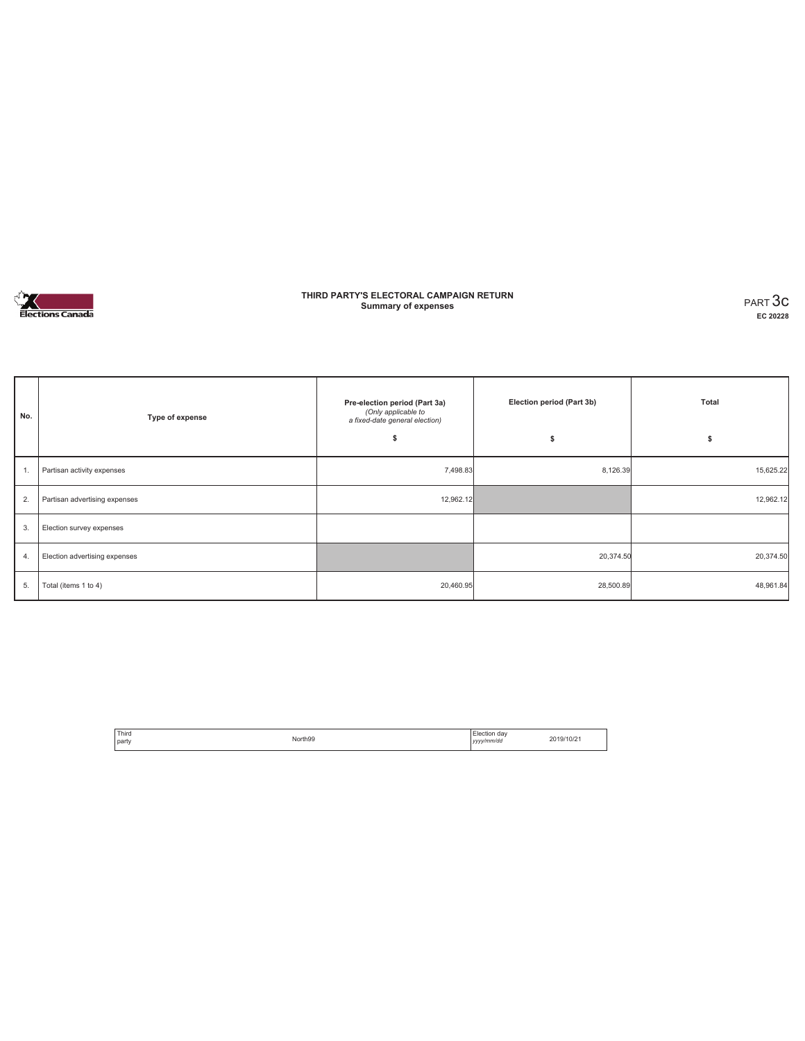Elections Canada

# THIRD PARTY'S ELECTORAL CAMPAIGN RETURN
## Summary of expenses

PART 3c
**EC 20228**

| No. | Type of expense | Pre-election period (Part 3a) *(Only applicable to a fixed-date general election)* $ | Election period (Part 3b) $ | Total $ |
|---|---|---|---|---|
| 1. | Partisan activity expenses | 7,498.83 | 8,126.39 | 15,625.22 |
| 2. | Partisan advertising expenses | 12,962.12 | | 12,962.12 |
| 3. | Election survey expenses | | | |
| 4. | Election advertising expenses | | 20,374.50 | 20,374.50 |
| 5. | Total (items 1 to 4) | 20,460.95 | 28,500.89 | 48,961.84 |

| | | | |
|---|---|---|---|
| Third party | North99 | Election day *yyyy/mm/dd* | 2019/10/21 |